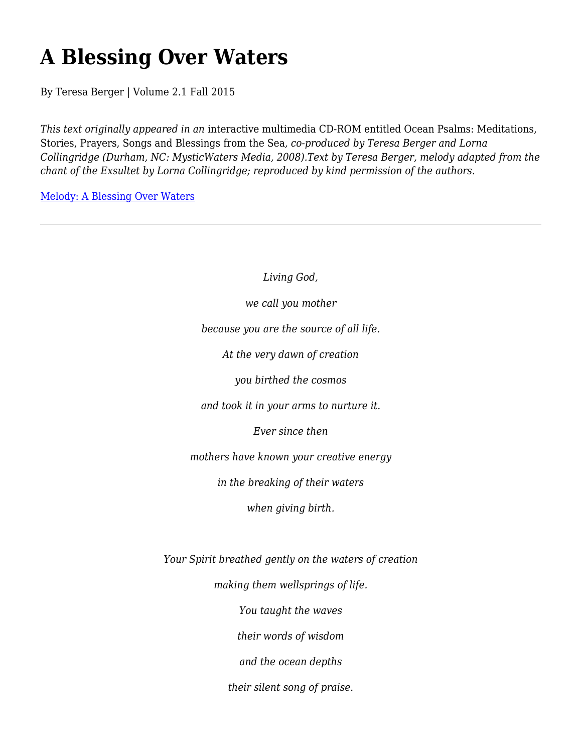# A Blessing Over Waters

By Teresa Berger | Volume 2.1 Fall 2015

*This text originally appeared in an* interactive multimedia CD-ROM entitled Ocean Psalms: Meditations, Stories, Prayers, Songs and Blessings from the Sea*, co-produced by Teresa Berger and Lorna Collingridge (Durham, NC: MysticWaters Media, 2008).Text by Teresa Berger, melody adapted from the chant of the Exsultet by Lorna Collingridge; reproduced by kind permission of the authors.*

Melody: A Blessing Over Waters

---

*Living God,*

*we call you mother*

*because you are the source of all life.*

*At the very dawn of creation*

*you birthed the cosmos*

*and took it in your arms to nurture it.*

*Ever since then*

*mothers have known your creative energy*

*in the breaking of their waters*

*when giving birth.*

*Your Spirit breathed gently on the waters of creation*

*making them wellsprings of life.*

*You taught the waves*

*their words of wisdom*

*and the ocean depths*

*their silent song of praise.*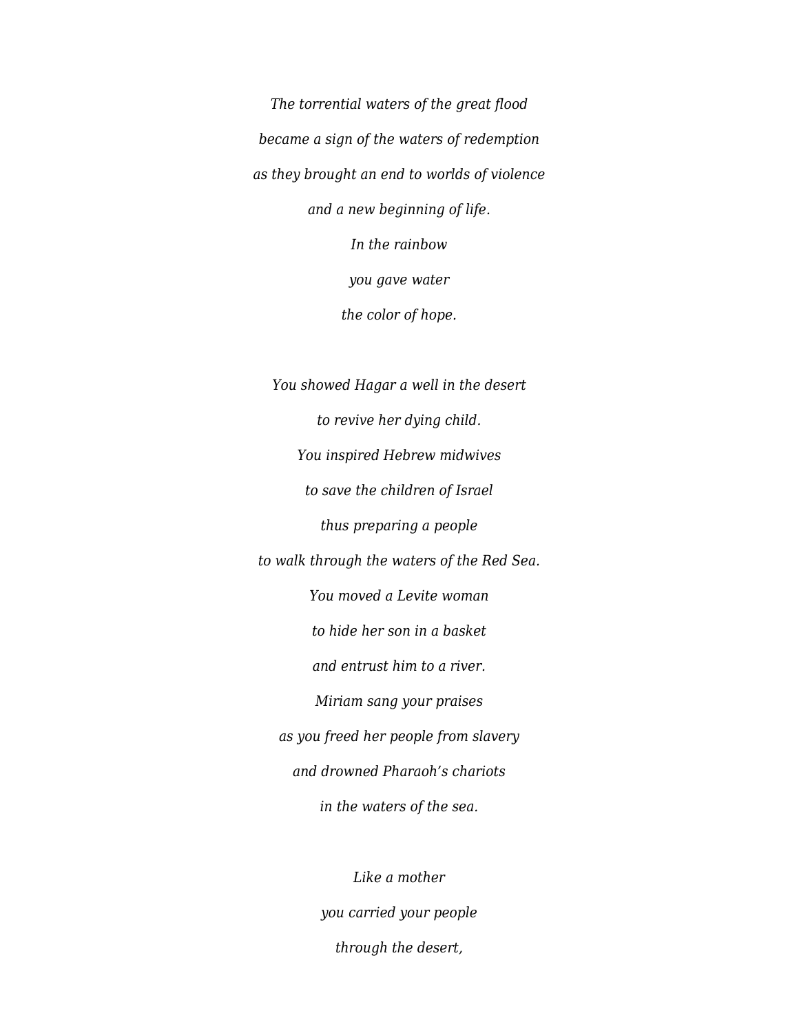*The torrential waters of the great flood*

*became a sign of the waters of redemption*

*as they brought an end to worlds of violence*

*and a new beginning of life.*

*In the rainbow*

*you gave water*

*the color of hope.*

*You showed Hagar a well in the desert*

*to revive her dying child.*

*You inspired Hebrew midwives*

*to save the children of Israel*

*thus preparing a people*

*to walk through the waters of the Red Sea.*

*You moved a Levite woman*

*to hide her son in a basket*

*and entrust him to a river.*

*Miriam sang your praises*

*as you freed her people from slavery*

*and drowned Pharaoh's chariots*

*in the waters of the sea.*

*Like a mother*

*you carried your people*

*through the desert,*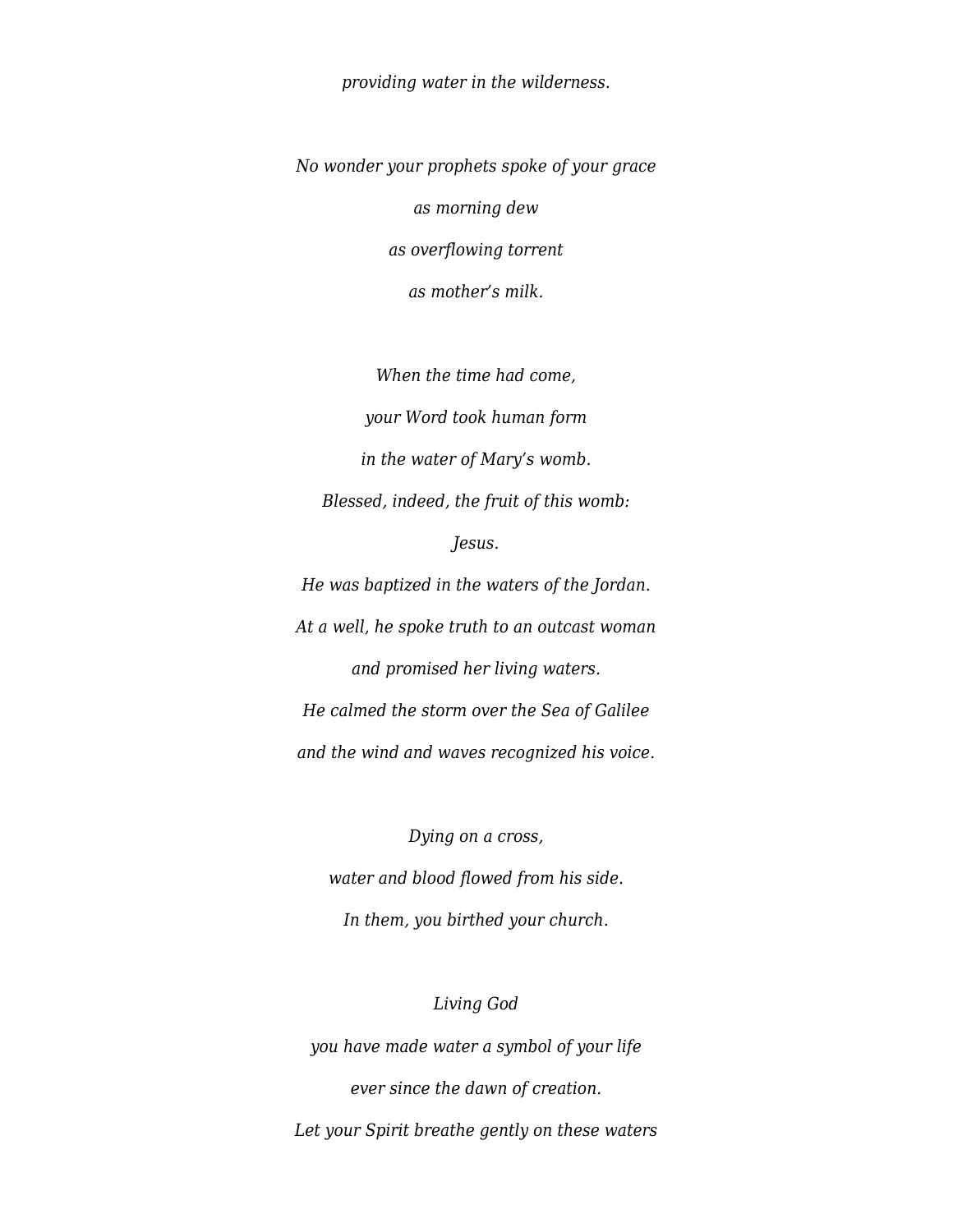*providing water in the wilderness.*

*No wonder your prophets spoke of your grace*

*as morning dew*

*as overflowing torrent*

*as mother's milk.*

*When the time had come,*

*your Word took human form*

*in the water of Mary's womb.*

*Blessed, indeed, the fruit of this womb:*

*Jesus.*

*He was baptized in the waters of the Jordan.*

*At a well, he spoke truth to an outcast woman*

*and promised her living waters.*

*He calmed the storm over the Sea of Galilee*

*and the wind and waves recognized his voice.*

*Dying on a cross,*

*water and blood flowed from his side.*

*In them, you birthed your church.*

*Living God*

*you have made water a symbol of your life*

*ever since the dawn of creation.*

*Let your Spirit breathe gently on these waters*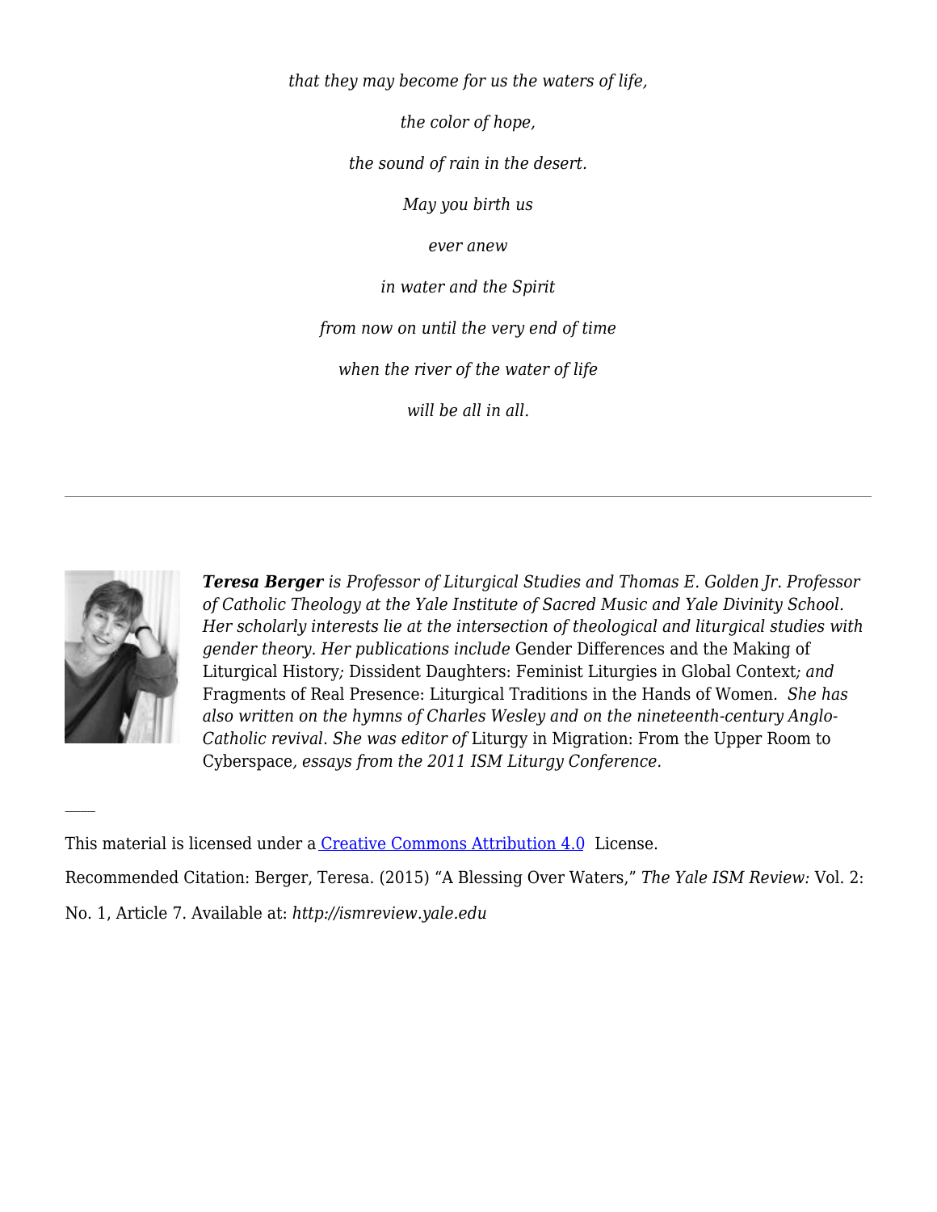*that they may become for us the waters of life,*

*the color of hope,*

*the sound of rain in the desert.*

*May you birth us*

*ever anew*

*in water and the Spirit*

*from now on until the very end of time*

*when the river of the water of life*

*will be all in all.*

---

***Teresa Berger*** *is Professor of Liturgical Studies and Thomas E. Golden Jr. Professor of Catholic Theology at the Yale Institute of Sacred Music and Yale Divinity School. Her scholarly interests lie at the intersection of theological and liturgical studies with gender theory. Her publications include* Gender Differences and the Making of Liturgical History*;* Dissident Daughters: Feminist Liturgies in Global Context*; and* Fragments of Real Presence: Liturgical Traditions in the Hands of Women. *She has also written on the hymns of Charles Wesley and on the nineteenth-century Anglo-Catholic revival. She was editor of* Liturgy in Migration: From the Upper Room to Cyberspace*, essays from the 2011 ISM Liturgy Conference.*

——

This material is licensed under a Creative Commons Attribution 4.0 License.

Recommended Citation: Berger, Teresa. (2015) "A Blessing Over Waters," *The Yale ISM Review:* Vol. 2: No. 1, Article 7. Available at: *http://ismreview.yale.edu*